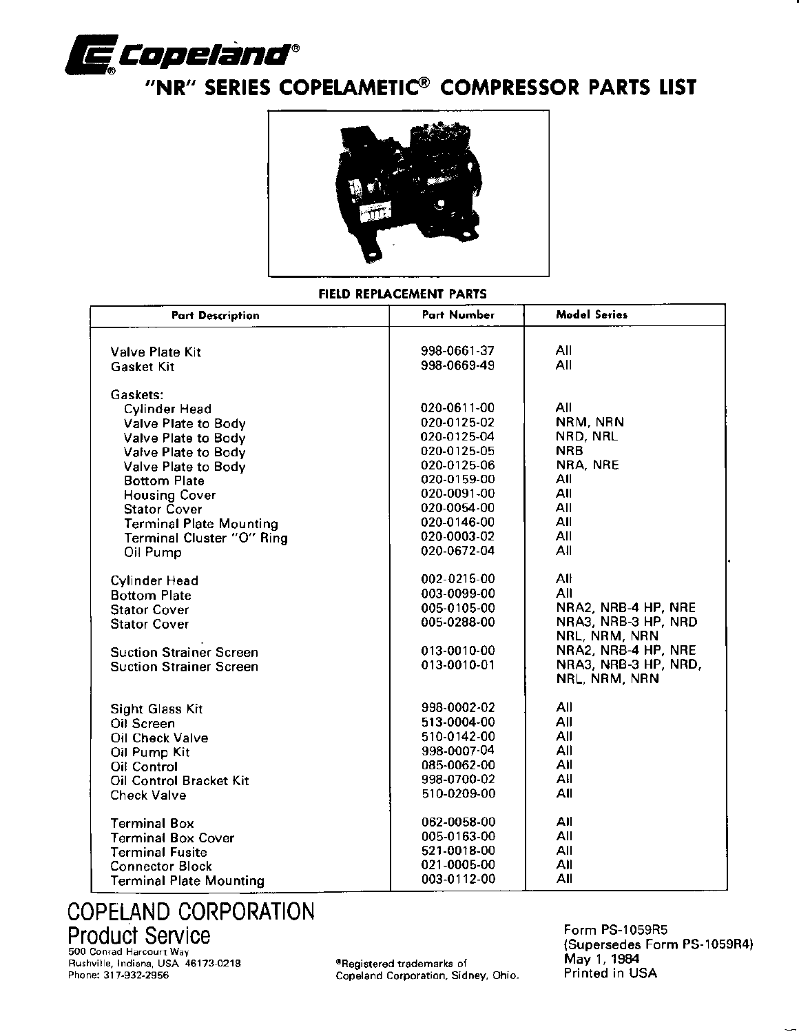# Copeland®

## "NR" SERIES COPELAMETIC® COMPRESSOR PARTS LIST

### FIELD REPLACEMENT PARTS

| Part Description | Part Number | Model Series |
|---|---|---|
| Valve Plate Kit | 998-0661-37 | All |
| Gasket Kit | 998-0669-49 | All |
| Gaskets: | | |
| Cylinder Head | 020-0611-00 | All |
| Valve Plate to Body | 020-0125-02 | NRM, NRN |
| Valve Plate to Body | 020-0125-04 | NRD, NRL |
| Valve Plate to Body | 020-0125-05 | NRB |
| Valve Plate to Body | 020-0125-06 | NRA, NRE |
| Bottom Plate | 020-0159-00 | All |
| Housing Cover | 020-0091-00 | All |
| Stator Cover | 020-0054-00 | All |
| Terminal Plate Mounting | 020-0146-00 | All |
| Terminal Cluster "O" Ring | 020-0003-02 | All |
| Oil Pump | 020-0672-04 | All |
| Cylinder Head | 002-0215-00 | All |
| Bottom Plate | 003-0099-00 | All |
| Stator Cover | 005-0105-00 | NRA2, NRB-4 HP, NRE |
| Stator Cover | 005-0288-00 | NRA3, NRB-3 HP, NRD NRL, NRM, NRN |
| Suction Strainer Screen | 013-0010-00 | NRA2, NRB-4 HP, NRE |
| Suction Strainer Screen | 013-0010-01 | NRA3, NRB-3 HP, NRD, NRL, NRM, NRN |
| Sight Glass Kit | 998-0002-02 | All |
| Oil Screen | 513-0004-00 | All |
| Oil Check Valve | 510-0142-00 | All |
| Oil Pump Kit | 998-0007-04 | All |
| Oil Control | 085-0062-00 | All |
| Oil Control Bracket Kit | 998-0700-02 | All |
| Check Valve | 510-0209-00 | All |
| Terminal Box | 062-0058-00 | All |
| Terminal Box Cover | 005-0163-00 | All |
| Terminal Fusite | 521-0018-00 | All |
| Connector Block | 021-0005-00 | All |
| Terminal Plate Mounting | 003-0112-00 | All |

**COPELAND CORPORATION**
**Product Service**
500 Conrad Harcourt Way
Rushville, Indiana, USA 46173-0218
Phone: 317-932-2956

®Registered trademarks of Copeland Corporation, Sidney, Ohio.

Form PS-1059R5
(Supersedes Form PS-1059R4)
May 1, 1984
Printed in USA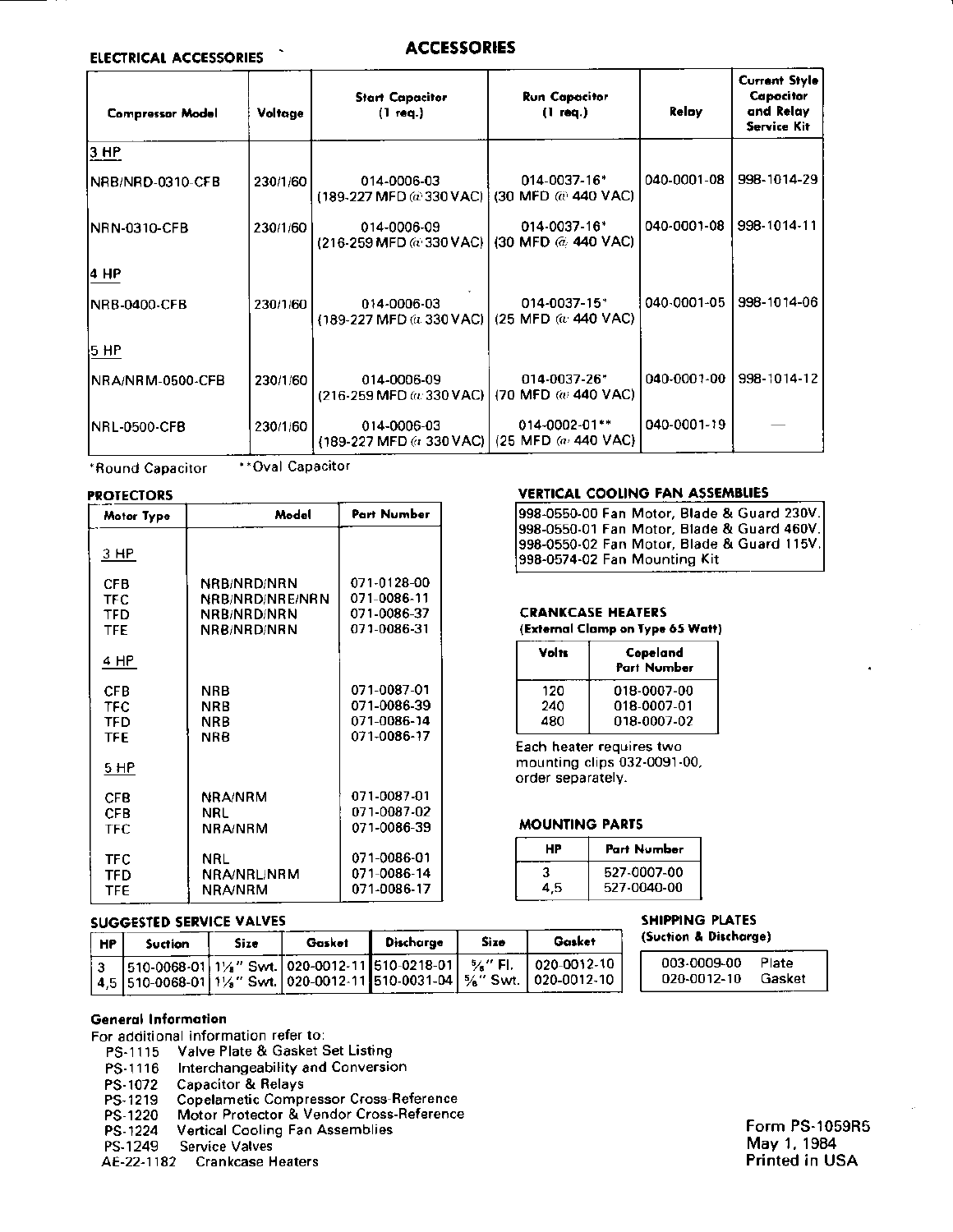## ACCESSORIES

### ELECTRICAL ACCESSORIES

| Compressor Model | Voltage | Start Capacitor (1 req.) | Run Capacitor (1 req.) | Relay | Current Style Capacitor and Relay Service Kit |
|---|---|---|---|---|---|
| 3 HP | | | | | |
| NRB/NRD-0310-CFB | 230/1/60 | 014-0006-03 (189-227 MFD @ 330 VAC) | 014-0037-16* (30 MFD @ 440 VAC) | 040-0001-08 | 998-1014-29 |
| NRN-0310-CFB | 230/1/60 | 014-0006-09 (216-259 MFD @ 330 VAC) | 014-0037-16* (30 MFD @ 440 VAC) | 040-0001-08 | 998-1014-11 |
| 4 HP | | | | | |
| NRB-0400-CFB | 230/1/60 | 014-0006-03 (189-227 MFD @ 330 VAC) | 014-0037-15* (25 MFD @ 440 VAC) | 040-0001-05 | 998-1014-06 |
| 5 HP | | | | | |
| NRA/NRM-0500-CFB | 230/1/60 | 014-0006-09 (216-259 MFD @ 330 VAC) | 014-0037-26* (70 MFD @ 440 VAC) | 040-0001-00 | 998-1014-12 |
| NRL-0500-CFB | 230/1/60 | 014-0006-03 (189-227 MFD @ 330 VAC) | 014-0002-01** (25 MFD @ 440 VAC) | 040-0001-19 | — |

*Round Capacitor **Oval Capacitor

### PROTECTORS

| Motor Type | Model | Part Number |
|---|---|---|
| 3 HP | | |
| CFB | NRB/NRD/NRN | 071-0128-00 |
| TFC | NRB/NRD/NRE/NRN | 071-0086-11 |
| TFD | NRB/NRD/NRN | 071-0086-37 |
| TFE | NRB/NRD/NRN | 071-0086-31 |
| 4 HP | | |
| CFB | NRB | 071-0087-01 |
| TFC | NRB | 071-0086-39 |
| TFD | NRB | 071-0086-14 |
| TFE | NRB | 071-0086-17 |
| 5 HP | | |
| CFB | NRA/NRM | 071-0087-01 |
| CFB | NRL | 071-0087-02 |
| TFC | NRA/NRM | 071-0086-39 |
| TFC | NRL | 071-0086-01 |
| TFD | NRA/NRL/NRM | 071-0086-14 |
| TFE | NRA/NRM | 071-0086-17 |

### VERTICAL COOLING FAN ASSEMBLIES

998-0550-00 Fan Motor, Blade & Guard 230V.
998-0550-01 Fan Motor, Blade & Guard 460V.
998-0550-02 Fan Motor, Blade & Guard 115V.
998-0574-02 Fan Mounting Kit

### CRANKCASE HEATERS
**(External Clamp on Type 65 Watt)**

| Volts | Copeland Part Number |
|---|---|
| 120 | 018-0007-00 |
| 240 | 018-0007-01 |
| 480 | 018-0007-02 |

Each heater requires two mounting clips 032-0091-00, order separately.

### MOUNTING PARTS

| HP | Part Number |
|---|---|
| 3 | 527-0007-00 |
| 4,5 | 527-0040-00 |

### SUGGESTED SERVICE VALVES

| HP | Suction | Size | Gasket | Discharge | Size | Gasket |
|---|---|---|---|---|---|---|
| 3 | 510-0068-01 | 1⅛" Swt. | 020-0012-11 | 510-0218-01 | ⅝" Fl. | 020-0012-10 |
| 4,5 | 510-0068-01 | 1⅛" Swt. | 020-0012-11 | 510-0031-04 | ⅝" Swt. | 020-0012-10 |

### SHIPPING PLATES
**(Suction & Discharge)**

| | |
|---|---|
| 003-0009-00 | Plate |
| 020-0012-10 | Gasket |

### General Information

For additional information refer to:

- PS-1115 Valve Plate & Gasket Set Listing
- PS-1116 Interchangeability and Conversion
- PS-1072 Capacitor & Relays
- PS-1219 Copelametic Compressor Cross-Reference
- PS-1220 Motor Protector & Vendor Cross-Reference
- PS-1224 Vertical Cooling Fan Assemblies
- PS-1249 Service Valves
- AE-22-1182 Crankcase Heaters

Form PS-1059R5
May 1, 1984
Printed in USA